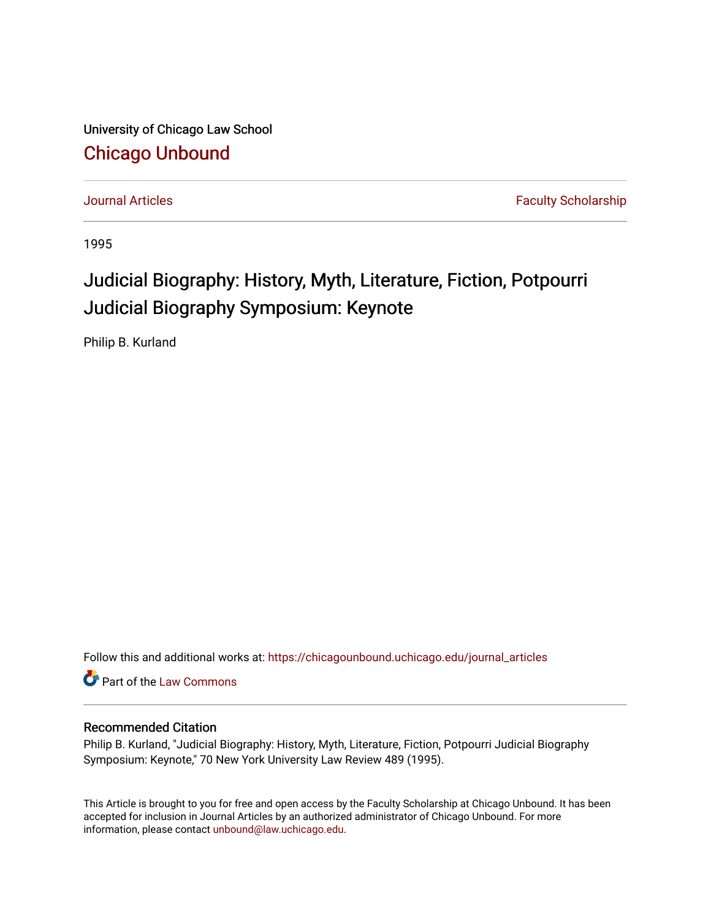University of Chicago Law School

# Chicago Unbound

Journal Articles | Faculty Scholarship

1995

# Judicial Biography: History, Myth, Literature, Fiction, Potpourri Judicial Biography Symposium: Keynote

Philip B. Kurland

Follow this and additional works at: https://chicagounbound.uchicago.edu/journal_articles

Part of the Law Commons

## Recommended Citation

Philip B. Kurland, "Judicial Biography: History, Myth, Literature, Fiction, Potpourri Judicial Biography Symposium: Keynote," 70 New York University Law Review 489 (1995).

This Article is brought to you for free and open access by the Faculty Scholarship at Chicago Unbound. It has been accepted for inclusion in Journal Articles by an authorized administrator of Chicago Unbound. For more information, please contact unbound@law.uchicago.edu.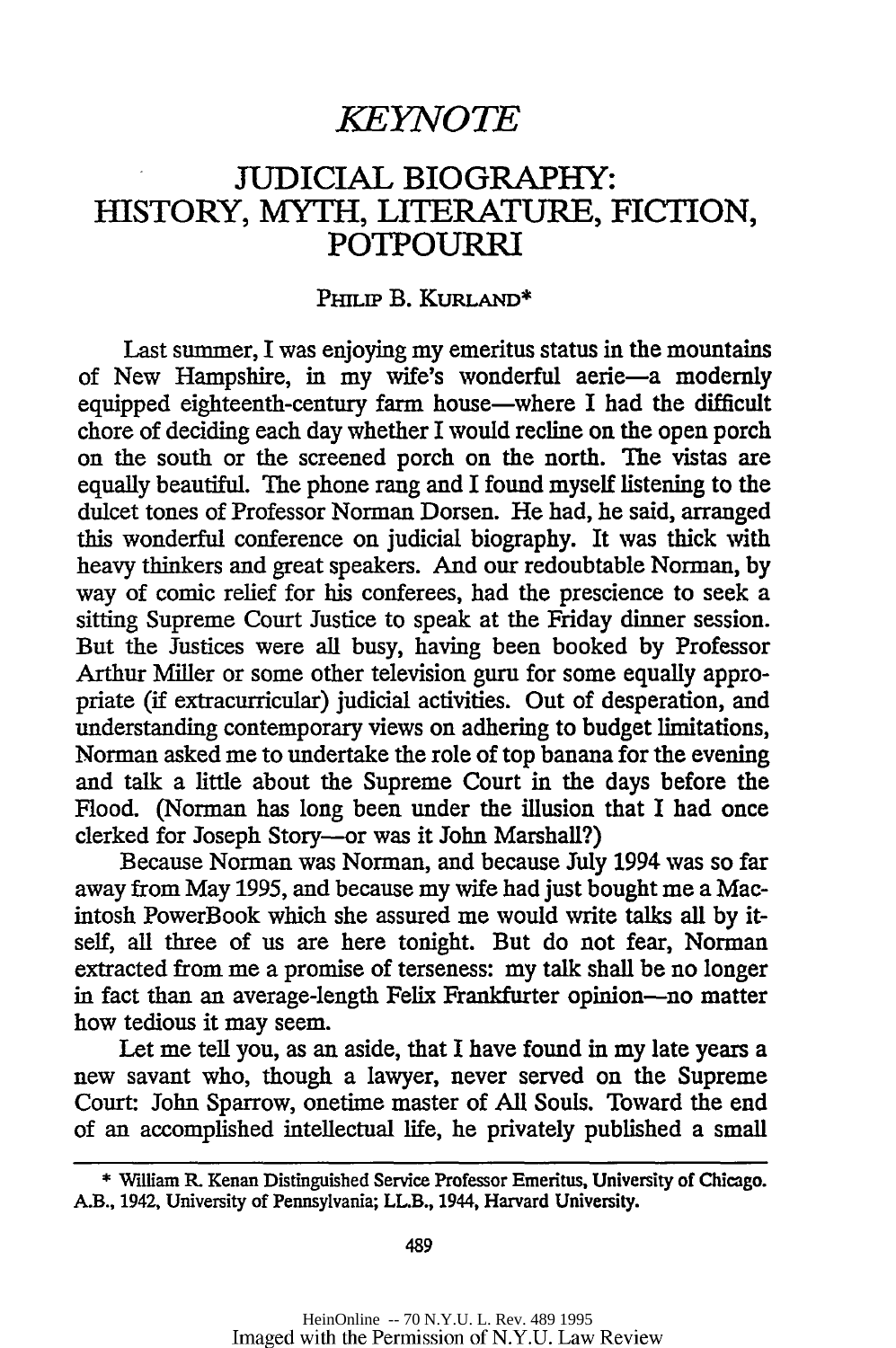# *KEYNOTE*

# JUDICIAL BIOGRAPHY: HISTORY, MYTH, LITERATURE, FICTION, POTPOURRI

PHILIP B. KURLAND*

Last summer, I was enjoying my emeritus status in the mountains of New Hampshire, in my wife's wonderful aerie—a modernly equipped eighteenth-century farm house—where I had the difficult chore of deciding each day whether I would recline on the open porch on the south or the screened porch on the north. The vistas are equally beautiful. The phone rang and I found myself listening to the dulcet tones of Professor Norman Dorsen. He had, he said, arranged this wonderful conference on judicial biography. It was thick with heavy thinkers and great speakers. And our redoubtable Norman, by way of comic relief for his conferees, had the prescience to seek a sitting Supreme Court Justice to speak at the Friday dinner session. But the Justices were all busy, having been booked by Professor Arthur Miller or some other television guru for some equally appropriate (if extracurricular) judicial activities. Out of desperation, and understanding contemporary views on adhering to budget limitations, Norman asked me to undertake the role of top banana for the evening and talk a little about the Supreme Court in the days before the Flood. (Norman has long been under the illusion that I had once clerked for Joseph Story—or was it John Marshall?)

Because Norman was Norman, and because July 1994 was so far away from May 1995, and because my wife had just bought me a Macintosh PowerBook which she assured me would write talks all by itself, all three of us are here tonight. But do not fear, Norman extracted from me a promise of terseness: my talk shall be no longer in fact than an average-length Felix Frankfurter opinion—no matter how tedious it may seem.

Let me tell you, as an aside, that I have found in my late years a new savant who, though a lawyer, never served on the Supreme Court: John Sparrow, onetime master of All Souls. Toward the end of an accomplished intellectual life, he privately published a small

---

\* William R. Kenan Distinguished Service Professor Emeritus, University of Chicago. A.B., 1942, University of Pennsylvania; LL.B., 1944, Harvard University.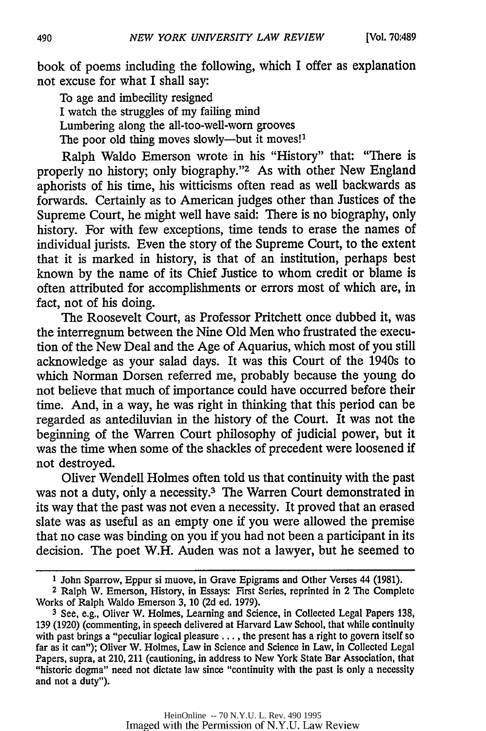book of poems including the following, which I offer as explanation not excuse for what I shall say:

> To age and imbecility resigned
> I watch the struggles of my failing mind
> Lumbering along the all-too-well-worn grooves
> The poor old thing moves slowly—but it moves![1]

Ralph Waldo Emerson wrote in his "History" that: "There is properly no history; only biography."[2] As with other New England aphorists of his time, his witticisms often read as well backwards as forwards. Certainly as to American judges other than Justices of the Supreme Court, he might well have said: There is no biography, only history. For with few exceptions, time tends to erase the names of individual jurists. Even the story of the Supreme Court, to the extent that it is marked in history, is that of an institution, perhaps best known by the name of its Chief Justice to whom credit or blame is often attributed for accomplishments or errors most of which are, in fact, not of his doing.

The Roosevelt Court, as Professor Pritchett once dubbed it, was the interregnum between the Nine Old Men who frustrated the execution of the New Deal and the Age of Aquarius, which most of you still acknowledge as your salad days. It was this Court of the 1940s to which Norman Dorsen referred me, probably because the young do not believe that much of importance could have occurred before their time. And, in a way, he was right in thinking that this period can be regarded as antediluvian in the history of the Court. It was not the beginning of the Warren Court philosophy of judicial power, but it was the time when some of the shackles of precedent were loosened if not destroyed.

Oliver Wendell Holmes often told us that continuity with the past was not a duty, only a necessity.[3] The Warren Court demonstrated in its way that the past was not even a necessity. It proved that an erased slate was as useful as an empty one if you were allowed the premise that no case was binding on you if you had not been a participant in its decision. The poet W.H. Auden was not a lawyer, but he seemed to

---

[1] John Sparrow, Eppur si muove, in Grave Epigrams and Other Verses 44 (1981).

[2] Ralph W. Emerson, History, in Essays: First Series, reprinted in 2 The Complete Works of Ralph Waldo Emerson 3, 10 (2d ed. 1979).

[3] See, e.g., Oliver W. Holmes, Learning and Science, in Collected Legal Papers 138, 139 (1920) (commenting, in speech delivered at Harvard Law School, that while continuity with past brings a "peculiar logical pleasure . . . , the present has a right to govern itself so far as it can"); Oliver W. Holmes, Law in Science and Science in Law, in Collected Legal Papers, supra, at 210, 211 (cautioning, in address to New York State Bar Association, that "historic dogma" need not dictate law since "continuity with the past is only a necessity and not a duty").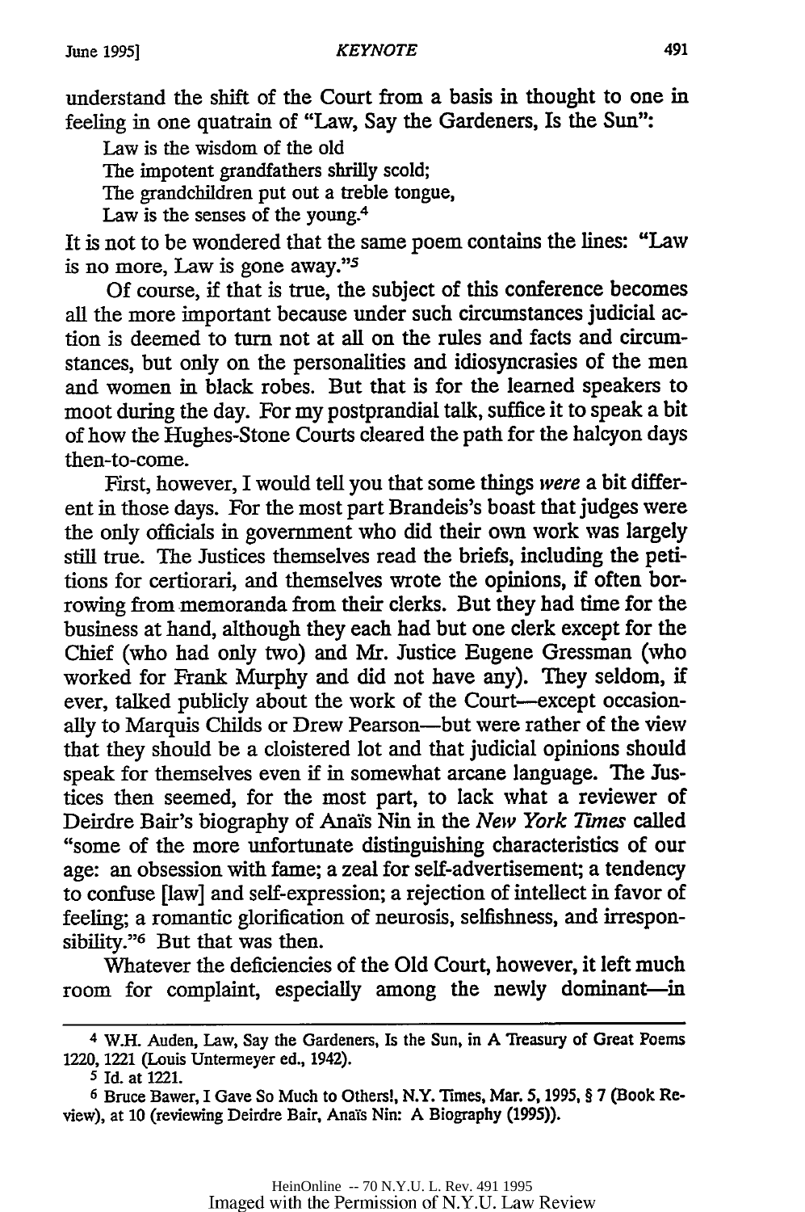understand the shift of the Court from a basis in thought to one in feeling in one quatrain of "Law, Say the Gardeners, Is the Sun":

> Law is the wisdom of the old
> The impotent grandfathers shrilly scold;
> The grandchildren put out a treble tongue,
> Law is the senses of the young.[4]

It is not to be wondered that the same poem contains the lines: "Law is no more, Law is gone away."[5]

Of course, if that is true, the subject of this conference becomes all the more important because under such circumstances judicial action is deemed to turn not at all on the rules and facts and circumstances, but only on the personalities and idiosyncrasies of the men and women in black robes. But that is for the learned speakers to moot during the day. For my postprandial talk, suffice it to speak a bit of how the Hughes-Stone Courts cleared the path for the halcyon days then-to-come.

First, however, I would tell you that some things *were* a bit different in those days. For the most part Brandeis's boast that judges were the only officials in government who did their own work was largely still true. The Justices themselves read the briefs, including the petitions for certiorari, and themselves wrote the opinions, if often borrowing from memoranda from their clerks. But they had time for the business at hand, although they each had but one clerk except for the Chief (who had only two) and Mr. Justice Eugene Gressman (who worked for Frank Murphy and did not have any). They seldom, if ever, talked publicly about the work of the Court—except occasionally to Marquis Childs or Drew Pearson—but were rather of the view that they should be a cloistered lot and that judicial opinions should speak for themselves even if in somewhat arcane language. The Justices then seemed, for the most part, to lack what a reviewer of Deirdre Bair's biography of Anaïs Nin in the *New York Times* called "some of the more unfortunate distinguishing characteristics of our age: an obsession with fame; a zeal for self-advertisement; a tendency to confuse [law] and self-expression; a rejection of intellect in favor of feeling; a romantic glorification of neurosis, selfishness, and irresponsibility."[6] But that was then.

Whatever the deficiencies of the Old Court, however, it left much room for complaint, especially among the newly dominant—in

---

[4] W.H. Auden, Law, Say the Gardeners, Is the Sun, in A Treasury of Great Poems 1220, 1221 (Louis Untermeyer ed., 1942).

[5] Id. at 1221.

[6] Bruce Bawer, I Gave So Much to Others!, N.Y. Times, Mar. 5, 1995, § 7 (Book Review), at 10 (reviewing Deirdre Bair, Anaïs Nin: A Biography (1995)).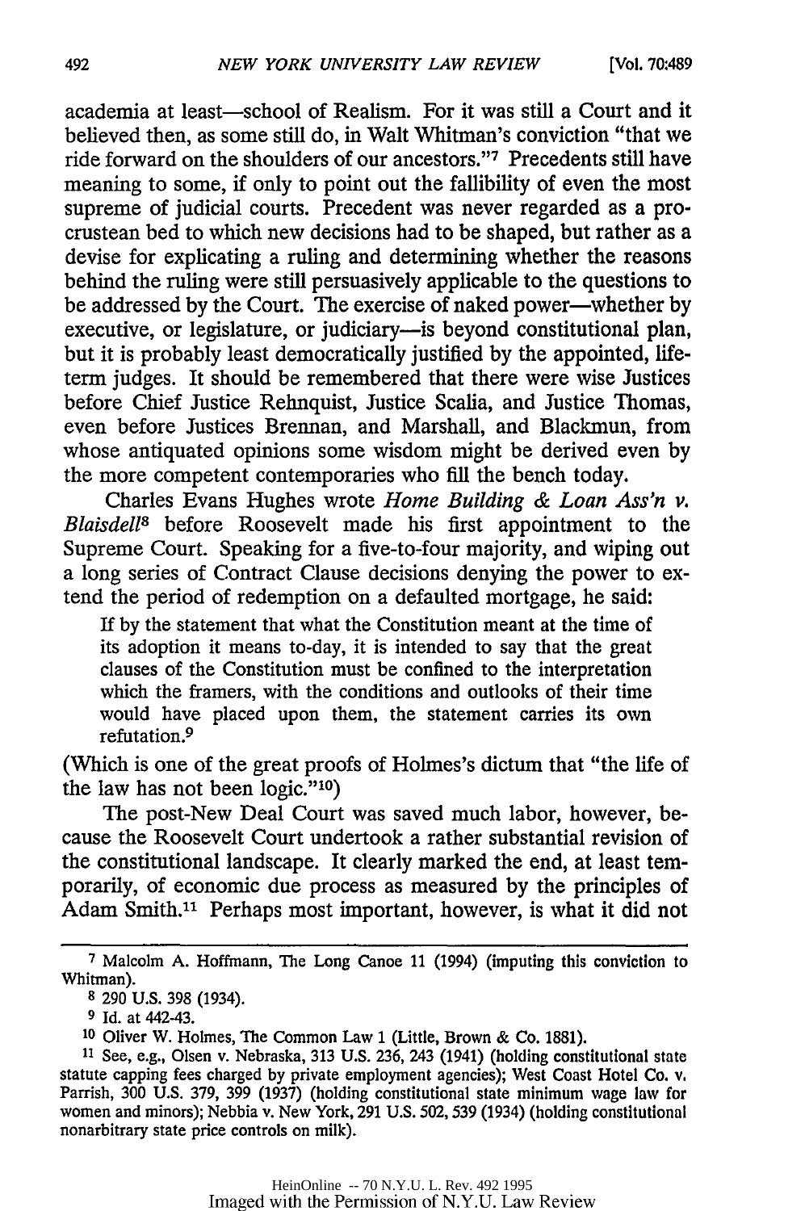academia at least—school of Realism. For it was still a Court and it believed then, as some still do, in Walt Whitman's conviction "that we ride forward on the shoulders of our ancestors."[7] Precedents still have meaning to some, if only to point out the fallibility of even the most supreme of judicial courts. Precedent was never regarded as a procrustean bed to which new decisions had to be shaped, but rather as a devise for explicating a ruling and determining whether the reasons behind the ruling were still persuasively applicable to the questions to be addressed by the Court. The exercise of naked power—whether by executive, or legislature, or judiciary—is beyond constitutional plan, but it is probably least democratically justified by the appointed, life-term judges. It should be remembered that there were wise Justices before Chief Justice Rehnquist, Justice Scalia, and Justice Thomas, even before Justices Brennan, and Marshall, and Blackmun, from whose antiquated opinions some wisdom might be derived even by the more competent contemporaries who fill the bench today.

Charles Evans Hughes wrote *Home Building & Loan Ass'n v. Blaisdell*[8] before Roosevelt made his first appointment to the Supreme Court. Speaking for a five-to-four majority, and wiping out a long series of Contract Clause decisions denying the power to extend the period of redemption on a defaulted mortgage, he said:

> If by the statement that what the Constitution meant at the time of its adoption it means to-day, it is intended to say that the great clauses of the Constitution must be confined to the interpretation which the framers, with the conditions and outlooks of their time would have placed upon them, the statement carries its own refutation.[9]

(Which is one of the great proofs of Holmes's dictum that "the life of the law has not been logic."[10])

The post-New Deal Court was saved much labor, however, because the Roosevelt Court undertook a rather substantial revision of the constitutional landscape. It clearly marked the end, at least temporarily, of economic due process as measured by the principles of Adam Smith.[11] Perhaps most important, however, is what it did not

---

[7] Malcolm A. Hoffmann, The Long Canoe 11 (1994) (imputing this conviction to Whitman).

[8] 290 U.S. 398 (1934).

[9] Id. at 442-43.

[10] Oliver W. Holmes, The Common Law 1 (Little, Brown & Co. 1881).

[11] See, e.g., Olsen v. Nebraska, 313 U.S. 236, 243 (1941) (holding constitutional state statute capping fees charged by private employment agencies); West Coast Hotel Co. v. Parrish, 300 U.S. 379, 399 (1937) (holding constitutional state minimum wage law for women and minors); Nebbia v. New York, 291 U.S. 502, 539 (1934) (holding constitutional nonarbitrary state price controls on milk).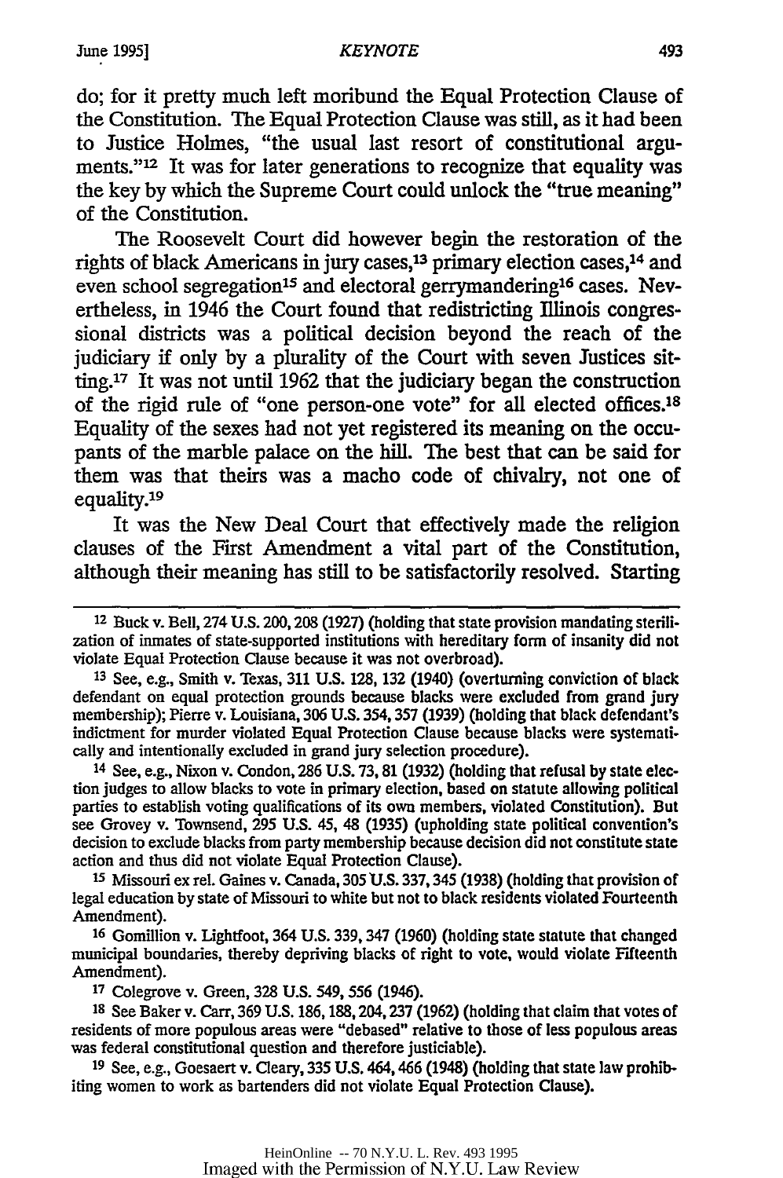do; for it pretty much left moribund the Equal Protection Clause of the Constitution. The Equal Protection Clause was still, as it had been to Justice Holmes, "the usual last resort of constitutional arguments."[12] It was for later generations to recognize that equality was the key by which the Supreme Court could unlock the "true meaning" of the Constitution.

The Roosevelt Court did however begin the restoration of the rights of black Americans in jury cases,[13] primary election cases,[14] and even school segregation[15] and electoral gerrymandering[16] cases. Nevertheless, in 1946 the Court found that redistricting Illinois congressional districts was a political decision beyond the reach of the judiciary if only by a plurality of the Court with seven Justices sitting.[17] It was not until 1962 that the judiciary began the construction of the rigid rule of "one person-one vote" for all elected offices.[18] Equality of the sexes had not yet registered its meaning on the occupants of the marble palace on the hill. The best that can be said for them was that theirs was a macho code of chivalry, not one of equality.[19]

It was the New Deal Court that effectively made the religion clauses of the First Amendment a vital part of the Constitution, although their meaning has still to be satisfactorily resolved. Starting

---

[12] Buck v. Bell, 274 U.S. 200, 208 (1927) (holding that state provision mandating sterilization of inmates of state-supported institutions with hereditary form of insanity did not violate Equal Protection Clause because it was not overbroad).

[13] See, e.g., Smith v. Texas, 311 U.S. 128, 132 (1940) (overturning conviction of black defendant on equal protection grounds because blacks were excluded from grand jury membership); Pierre v. Louisiana, 306 U.S. 354, 357 (1939) (holding that black defendant's indictment for murder violated Equal Protection Clause because blacks were systematically and intentionally excluded in grand jury selection procedure).

[14] See, e.g., Nixon v. Condon, 286 U.S. 73, 81 (1932) (holding that refusal by state election judges to allow blacks to vote in primary election, based on statute allowing political parties to establish voting qualifications of its own members, violated Constitution). But see Grovey v. Townsend, 295 U.S. 45, 48 (1935) (upholding state political convention's decision to exclude blacks from party membership because decision did not constitute state action and thus did not violate Equal Protection Clause).

[15] Missouri ex rel. Gaines v. Canada, 305 U.S. 337, 345 (1938) (holding that provision of legal education by state of Missouri to white but not to black residents violated Fourteenth Amendment).

[16] Gomillion v. Lightfoot, 364 U.S. 339, 347 (1960) (holding state statute that changed municipal boundaries, thereby depriving blacks of right to vote, would violate Fifteenth Amendment).

[17] Colegrove v. Green, 328 U.S. 549, 556 (1946).

[18] See Baker v. Carr, 369 U.S. 186, 188, 204, 237 (1962) (holding that claim that votes of residents of more populous areas were "debased" relative to those of less populous areas was federal constitutional question and therefore justiciable).

[19] See, e.g., Goesaert v. Cleary, 335 U.S. 464, 466 (1948) (holding that state law prohibiting women to work as bartenders did not violate Equal Protection Clause).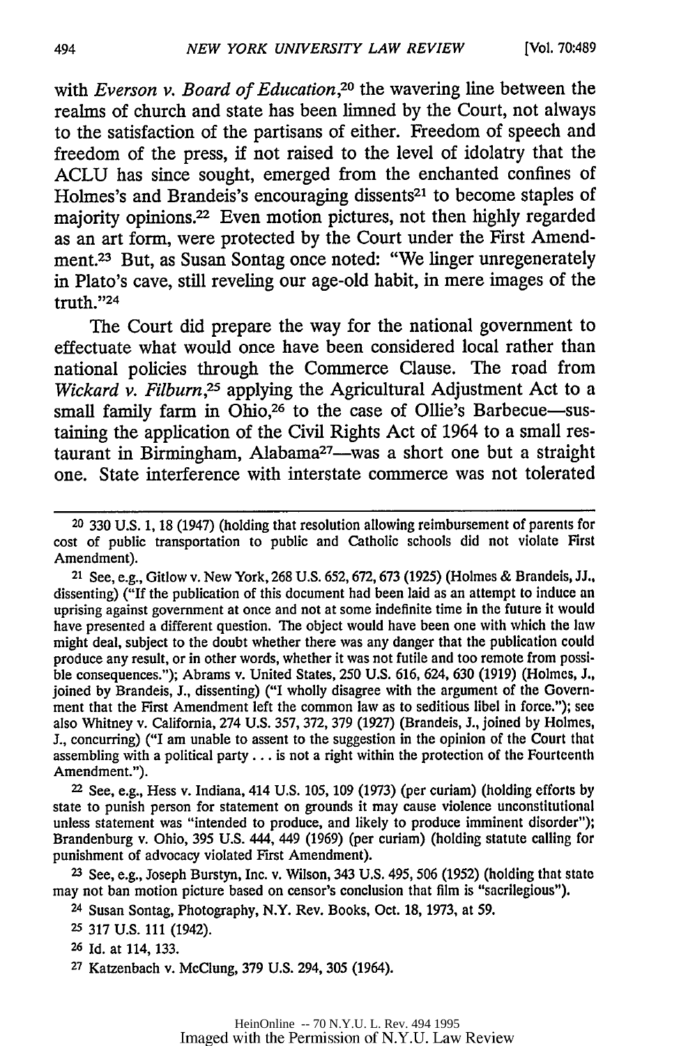with *Everson v. Board of Education*,[20] the wavering line between the realms of church and state has been limned by the Court, not always to the satisfaction of the partisans of either. Freedom of speech and freedom of the press, if not raised to the level of idolatry that the ACLU has since sought, emerged from the enchanted confines of Holmes's and Brandeis's encouraging dissents[21] to become staples of majority opinions.[22] Even motion pictures, not then highly regarded as an art form, were protected by the Court under the First Amendment.[23] But, as Susan Sontag once noted: "We linger unregenerately in Plato's cave, still reveling our age-old habit, in mere images of the truth."[24]

The Court did prepare the way for the national government to effectuate what would once have been considered local rather than national policies through the Commerce Clause. The road from *Wickard v. Filburn*,[25] applying the Agricultural Adjustment Act to a small family farm in Ohio,[26] to the case of Ollie's Barbecue—sustaining the application of the Civil Rights Act of 1964 to a small restaurant in Birmingham, Alabama[27]—was a short one but a straight one. State interference with interstate commerce was not tolerated

---

[20] 330 U.S. 1, 18 (1947) (holding that resolution allowing reimbursement of parents for cost of public transportation to public and Catholic schools did not violate First Amendment).

[21] See, e.g., Gitlow v. New York, 268 U.S. 652, 672, 673 (1925) (Holmes & Brandeis, JJ., dissenting) ("If the publication of this document had been laid as an attempt to induce an uprising against government at once and not at some indefinite time in the future it would have presented a different question. The object would have been one with which the law might deal, subject to the doubt whether there was any danger that the publication could produce any result, or in other words, whether it was not futile and too remote from possible consequences."); Abrams v. United States, 250 U.S. 616, 624, 630 (1919) (Holmes, J., joined by Brandeis, J., dissenting) ("I wholly disagree with the argument of the Government that the First Amendment left the common law as to seditious libel in force."); see also Whitney v. California, 274 U.S. 357, 372, 379 (1927) (Brandeis, J., joined by Holmes, J., concurring) ("I am unable to assent to the suggestion in the opinion of the Court that assembling with a political party . . . is not a right within the protection of the Fourteenth Amendment.").

[22] See, e.g., Hess v. Indiana, 414 U.S. 105, 109 (1973) (per curiam) (holding efforts by state to punish person for statement on grounds it may cause violence unconstitutional unless statement was "intended to produce, and likely to produce imminent disorder"); Brandenburg v. Ohio, 395 U.S. 444, 449 (1969) (per curiam) (holding statute calling for punishment of advocacy violated First Amendment).

[23] See, e.g., Joseph Burstyn, Inc. v. Wilson, 343 U.S. 495, 506 (1952) (holding that state may not ban motion picture based on censor's conclusion that film is "sacrilegious").

[24] Susan Sontag, Photography, N.Y. Rev. Books, Oct. 18, 1973, at 59.

[25] 317 U.S. 111 (1942).

[26] Id. at 114, 133.

[27] Katzenbach v. McClung, 379 U.S. 294, 305 (1964).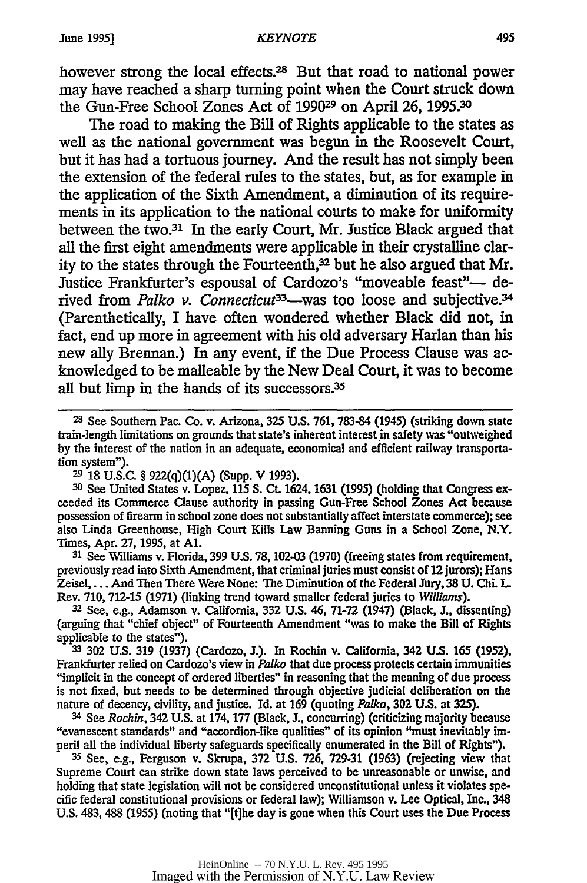however strong the local effects.[28] But that road to national power may have reached a sharp turning point when the Court struck down the Gun-Free School Zones Act of 1990[29] on April 26, 1995.[30]

The road to making the Bill of Rights applicable to the states as well as the national government was begun in the Roosevelt Court, but it has had a tortuous journey. And the result has not simply been the extension of the federal rules to the states, but, as for example in the application of the Sixth Amendment, a diminution of its requirements in its application to the national courts to make for uniformity between the two.[31] In the early Court, Mr. Justice Black argued that all the first eight amendments were applicable in their crystalline clarity to the states through the Fourteenth,[32] but he also argued that Mr. Justice Frankfurter's espousal of Cardozo's "moveable feast"— derived from *Palko v. Connecticut*[33]—was too loose and subjective.[34] (Parenthetically, I have often wondered whether Black did not, in fact, end up more in agreement with his old adversary Harlan than his new ally Brennan.) In any event, if the Due Process Clause was acknowledged to be malleable by the New Deal Court, it was to become all but limp in the hands of its successors.[35]

---

[28] See Southern Pac. Co. v. Arizona, 325 U.S. 761, 783-84 (1945) (striking down state train-length limitations on grounds that state's inherent interest in safety was "outweighed by the interest of the nation in an adequate, economical and efficient railway transportation system").

[29] 18 U.S.C. § 922(q)(1)(A) (Supp. V 1993).

[30] See United States v. Lopez, 115 S. Ct. 1624, 1631 (1995) (holding that Congress exceeded its Commerce Clause authority in passing Gun-Free School Zones Act because possession of firearm in school zone does not substantially affect interstate commerce); see also Linda Greenhouse, High Court Kills Law Banning Guns in a School Zone, N.Y. Times, Apr. 27, 1995, at A1.

[31] See Williams v. Florida, 399 U.S. 78, 102-03 (1970) (freeing states from requirement, previously read into Sixth Amendment, that criminal juries must consist of 12 jurors); Hans Zeisel, ... And Then There Were None: The Diminution of the Federal Jury, 38 U. Chi. L. Rev. 710, 712-15 (1971) (linking trend toward smaller federal juries to *Williams*).

[32] See, e.g., Adamson v. California, 332 U.S. 46, 71-72 (1947) (Black, J., dissenting) (arguing that "chief object" of Fourteenth Amendment "was to make the Bill of Rights applicable to the states").

[33] 302 U.S. 319 (1937) (Cardozo, J.). In Rochin v. California, 342 U.S. 165 (1952), Frankfurter relied on Cardozo's view in *Palko* that due process protects certain immunities "implicit in the concept of ordered liberties" in reasoning that the meaning of due process is not fixed, but needs to be determined through objective judicial deliberation on the nature of decency, civility, and justice. Id. at 169 (quoting *Palko*, 302 U.S. at 325).

[34] See *Rochin*, 342 U.S. at 174, 177 (Black, J., concurring) (criticizing majority because "evanescent standards" and "accordion-like qualities" of its opinion "must inevitably imperil all the individual liberty safeguards specifically enumerated in the Bill of Rights").

[35] See, e.g., Ferguson v. Skrupa, 372 U.S. 726, 729-31 (1963) (rejecting view that Supreme Court can strike down state laws perceived to be unreasonable or unwise, and holding that state legislation will not be considered unconstitutional unless it violates specific federal constitutional provisions or federal law); Williamson v. Lee Optical, Inc., 348 U.S. 483, 488 (1955) (noting that "[t]he day is gone when this Court uses the Due Process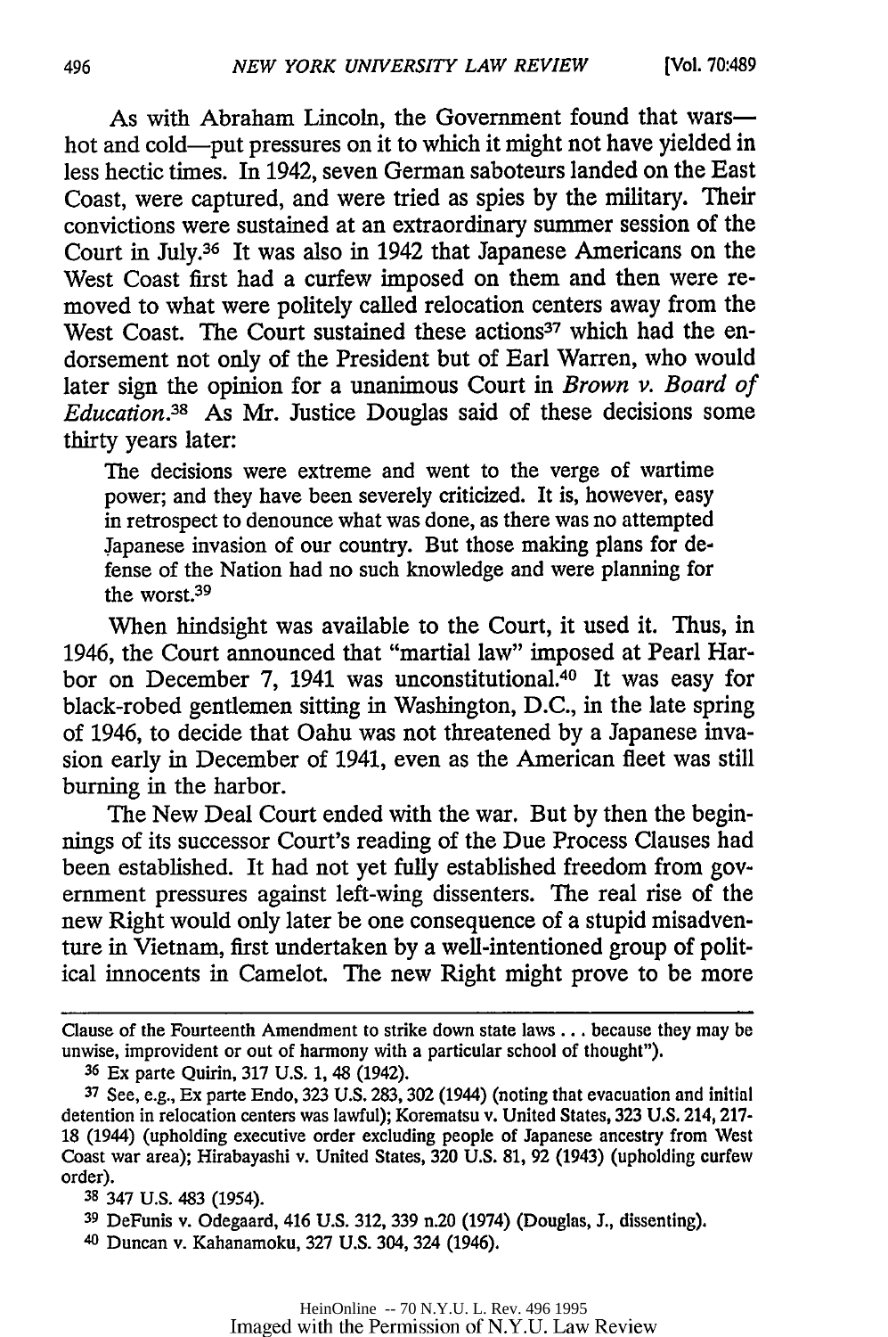As with Abraham Lincoln, the Government found that wars—hot and cold—put pressures on it to which it might not have yielded in less hectic times. In 1942, seven German saboteurs landed on the East Coast, were captured, and were tried as spies by the military. Their convictions were sustained at an extraordinary summer session of the Court in July.[36] It was also in 1942 that Japanese Americans on the West Coast first had a curfew imposed on them and then were removed to what were politely called relocation centers away from the West Coast. The Court sustained these actions[37] which had the endorsement not only of the President but of Earl Warren, who would later sign the opinion for a unanimous Court in *Brown v. Board of Education*.[38] As Mr. Justice Douglas said of these decisions some thirty years later:

> The decisions were extreme and went to the verge of wartime power; and they have been severely criticized. It is, however, easy in retrospect to denounce what was done, as there was no attempted Japanese invasion of our country. But those making plans for defense of the Nation had no such knowledge and were planning for the worst.[39]

When hindsight was available to the Court, it used it. Thus, in 1946, the Court announced that "martial law" imposed at Pearl Harbor on December 7, 1941 was unconstitutional.[40] It was easy for black-robed gentlemen sitting in Washington, D.C., in the late spring of 1946, to decide that Oahu was not threatened by a Japanese invasion early in December of 1941, even as the American fleet was still burning in the harbor.

The New Deal Court ended with the war. But by then the beginnings of its successor Court's reading of the Due Process Clauses had been established. It had not yet fully established freedom from government pressures against left-wing dissenters. The real rise of the new Right would only later be one consequence of a stupid misadventure in Vietnam, first undertaken by a well-intentioned group of political innocents in Camelot. The new Right might prove to be more

---

Clause of the Fourteenth Amendment to strike down state laws . . . because they may be unwise, improvident or out of harmony with a particular school of thought").

[36] Ex parte Quirin, 317 U.S. 1, 48 (1942).

[37] See, e.g., Ex parte Endo, 323 U.S. 283, 302 (1944) (noting that evacuation and initial detention in relocation centers was lawful); Korematsu v. United States, 323 U.S. 214, 217-18 (1944) (upholding executive order excluding people of Japanese ancestry from West Coast war area); Hirabayashi v. United States, 320 U.S. 81, 92 (1943) (upholding curfew order).

[38] 347 U.S. 483 (1954).

[39] DeFunis v. Odegaard, 416 U.S. 312, 339 n.20 (1974) (Douglas, J., dissenting).

[40] Duncan v. Kahanamoku, 327 U.S. 304, 324 (1946).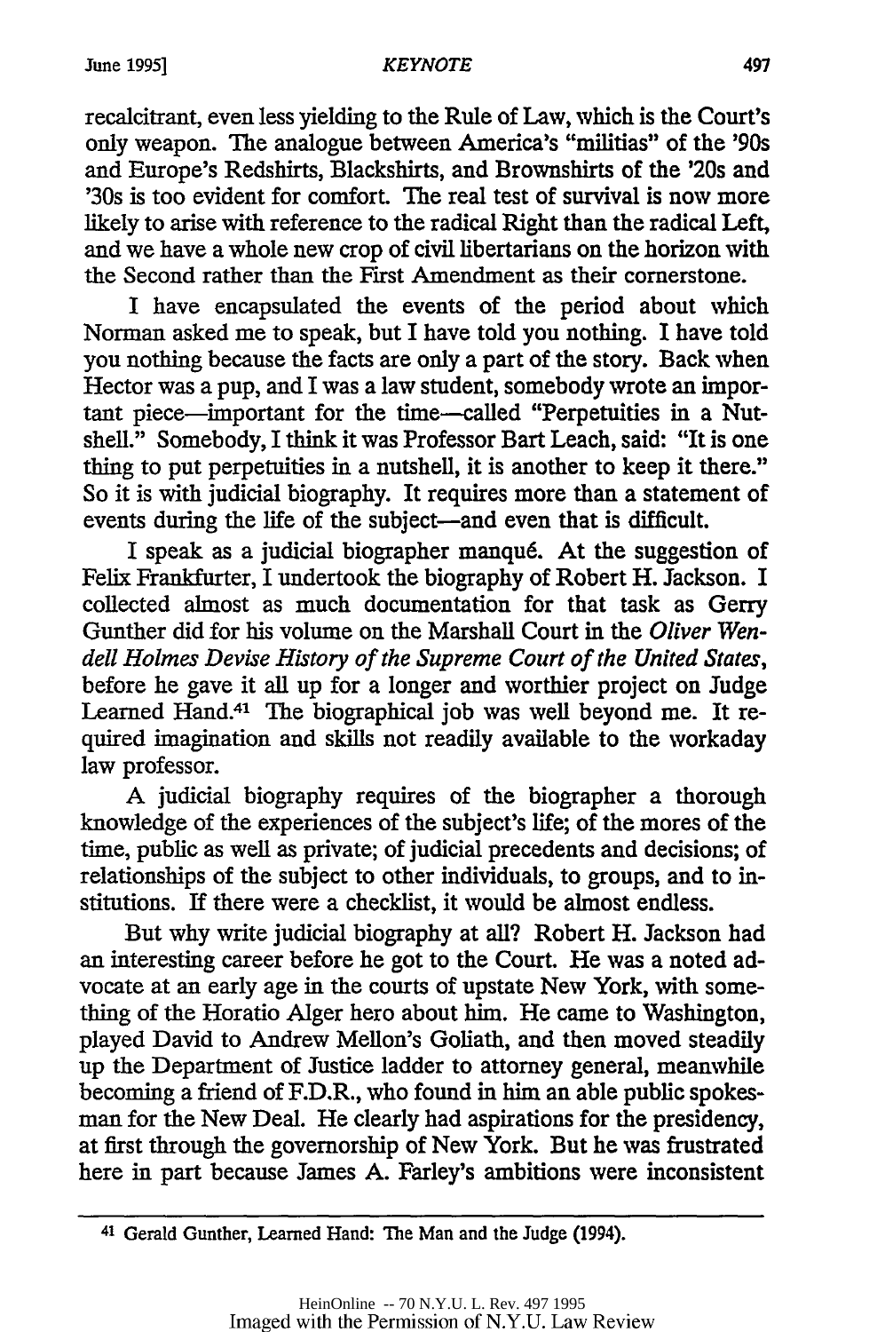recalcitrant, even less yielding to the Rule of Law, which is the Court's only weapon. The analogue between America's "militias" of the '90s and Europe's Redshirts, Blackshirts, and Brownshirts of the '20s and '30s is too evident for comfort. The real test of survival is now more likely to arise with reference to the radical Right than the radical Left, and we have a whole new crop of civil libertarians on the horizon with the Second rather than the First Amendment as their cornerstone.

I have encapsulated the events of the period about which Norman asked me to speak, but I have told you nothing. I have told you nothing because the facts are only a part of the story. Back when Hector was a pup, and I was a law student, somebody wrote an important piece—important for the time—called "Perpetuities in a Nutshell." Somebody, I think it was Professor Bart Leach, said: "It is one thing to put perpetuities in a nutshell, it is another to keep it there." So it is with judicial biography. It requires more than a statement of events during the life of the subject—and even that is difficult.

I speak as a judicial biographer manqué. At the suggestion of Felix Frankfurter, I undertook the biography of Robert H. Jackson. I collected almost as much documentation for that task as Gerry Gunther did for his volume on the Marshall Court in the *Oliver Wendell Holmes Devise History of the Supreme Court of the United States*, before he gave it all up for a longer and worthier project on Judge Learned Hand.[41] The biographical job was well beyond me. It required imagination and skills not readily available to the workaday law professor.

A judicial biography requires of the biographer a thorough knowledge of the experiences of the subject's life; of the mores of the time, public as well as private; of judicial precedents and decisions; of relationships of the subject to other individuals, to groups, and to institutions. If there were a checklist, it would be almost endless.

But why write judicial biography at all? Robert H. Jackson had an interesting career before he got to the Court. He was a noted advocate at an early age in the courts of upstate New York, with something of the Horatio Alger hero about him. He came to Washington, played David to Andrew Mellon's Goliath, and then moved steadily up the Department of Justice ladder to attorney general, meanwhile becoming a friend of F.D.R., who found in him an able public spokesman for the New Deal. He clearly had aspirations for the presidency, at first through the governorship of New York. But he was frustrated here in part because James A. Farley's ambitions were inconsistent

---

[41] Gerald Gunther, Learned Hand: The Man and the Judge (1994).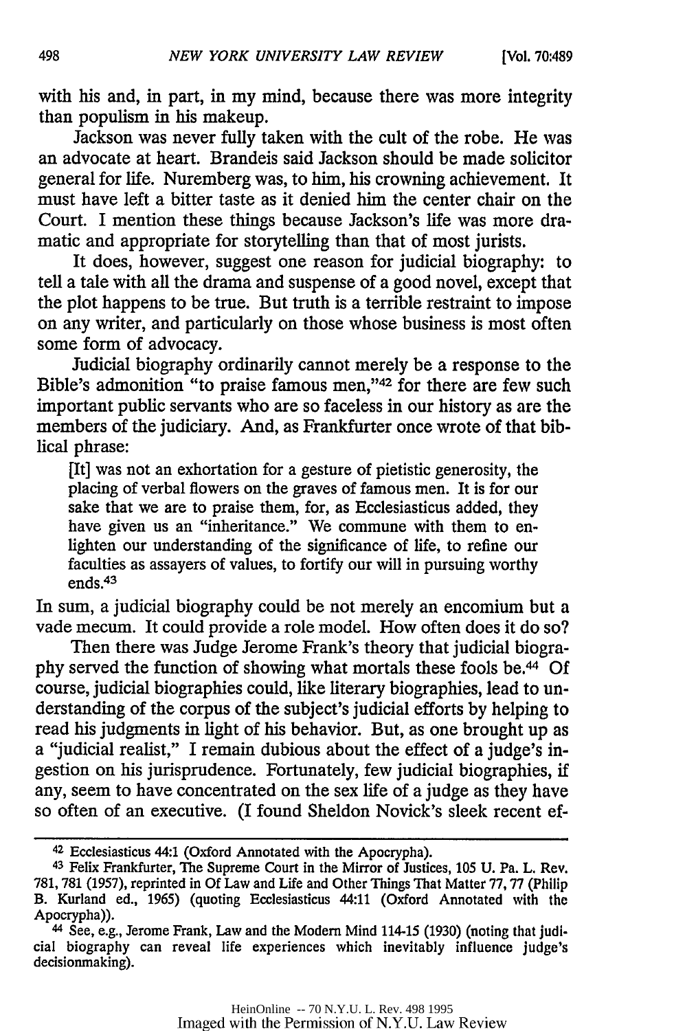with his and, in part, in my mind, because there was more integrity than populism in his makeup.

Jackson was never fully taken with the cult of the robe. He was an advocate at heart. Brandeis said Jackson should be made solicitor general for life. Nuremberg was, to him, his crowning achievement. It must have left a bitter taste as it denied him the center chair on the Court. I mention these things because Jackson's life was more dramatic and appropriate for storytelling than that of most jurists.

It does, however, suggest one reason for judicial biography: to tell a tale with all the drama and suspense of a good novel, except that the plot happens to be true. But truth is a terrible restraint to impose on any writer, and particularly on those whose business is most often some form of advocacy.

Judicial biography ordinarily cannot merely be a response to the Bible's admonition "to praise famous men,"[42] for there are few such important public servants who are so faceless in our history as are the members of the judiciary. And, as Frankfurter once wrote of that biblical phrase:

> [It] was not an exhortation for a gesture of pietistic generosity, the placing of verbal flowers on the graves of famous men. It is for our sake that we are to praise them, for, as Ecclesiasticus added, they have given us an "inheritance." We commune with them to enlighten our understanding of the significance of life, to refine our faculties as assayers of values, to fortify our will in pursuing worthy ends.[43]

In sum, a judicial biography could be not merely an encomium but a vade mecum. It could provide a role model. How often does it do so?

Then there was Judge Jerome Frank's theory that judicial biography served the function of showing what mortals these fools be.[44] Of course, judicial biographies could, like literary biographies, lead to understanding of the corpus of the subject's judicial efforts by helping to read his judgments in light of his behavior. But, as one brought up as a "judicial realist," I remain dubious about the effect of a judge's ingestion on his jurisprudence. Fortunately, few judicial biographies, if any, seem to have concentrated on the sex life of a judge as they have so often of an executive. (I found Sheldon Novick's sleek recent ef-

---

[42] Ecclesiasticus 44:1 (Oxford Annotated with the Apocrypha).

[43] Felix Frankfurter, The Supreme Court in the Mirror of Justices, 105 U. Pa. L. Rev. 781, 781 (1957), reprinted in Of Law and Life and Other Things That Matter 77, 77 (Philip B. Kurland ed., 1965) (quoting Ecclesiasticus 44:11 (Oxford Annotated with the Apocrypha)).

[44] See, e.g., Jerome Frank, Law and the Modern Mind 114-15 (1930) (noting that judicial biography can reveal life experiences which inevitably influence judge's decisionmaking).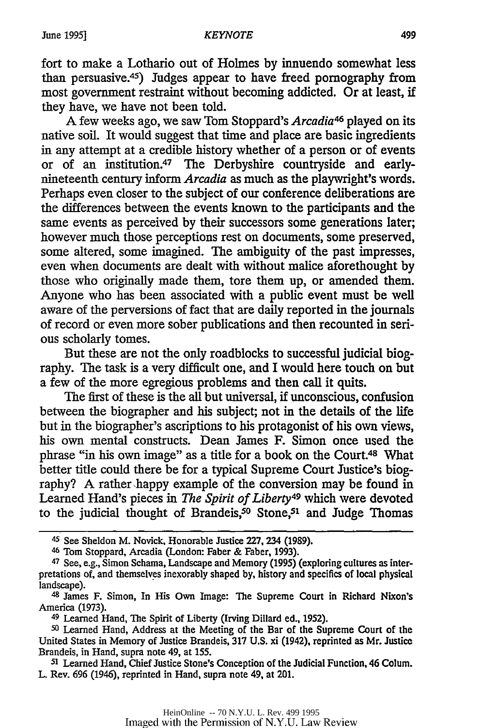fort to make a Lothario out of Holmes by innuendo somewhat less than persuasive.[45]) Judges appear to have freed pornography from most government restraint without becoming addicted. Or at least, if they have, we have not been told.

A few weeks ago, we saw Tom Stoppard's *Arcadia*[46] played on its native soil. It would suggest that time and place are basic ingredients in any attempt at a credible history whether of a person or of events or of an institution.[47] The Derbyshire countryside and early-nineteenth century inform *Arcadia* as much as the playwright's words. Perhaps even closer to the subject of our conference deliberations are the differences between the events known to the participants and the same events as perceived by their successors some generations later; however much those perceptions rest on documents, some preserved, some altered, some imagined. The ambiguity of the past impresses, even when documents are dealt with without malice aforethought by those who originally made them, tore them up, or amended them. Anyone who has been associated with a public event must be well aware of the perversions of fact that are daily reported in the journals of record or even more sober publications and then recounted in serious scholarly tomes.

But these are not the only roadblocks to successful judicial biography. The task is a very difficult one, and I would here touch on but a few of the more egregious problems and then call it quits.

The first of these is the all but universal, if unconscious, confusion between the biographer and his subject; not in the details of the life but in the biographer's ascriptions to his protagonist of his own views, his own mental constructs. Dean James F. Simon once used the phrase "in his own image" as a title for a book on the Court.[48] What better title could there be for a typical Supreme Court Justice's biography? A rather happy example of the conversion may be found in Learned Hand's pieces in *The Spirit of Liberty*[49] which were devoted to the judicial thought of Brandeis,[50] Stone,[51] and Judge Thomas

---

[45] See Sheldon M. Novick, Honorable Justice 227, 234 (1989).

[46] Tom Stoppard, Arcadia (London: Faber & Faber, 1993).

[47] See, e.g., Simon Schama, Landscape and Memory (1995) (exploring cultures as interpretations of, and themselves inexorably shaped by, history and specifics of local physical landscape).

[48] James F. Simon, In His Own Image: The Supreme Court in Richard Nixon's America (1973).

[49] Learned Hand, The Spirit of Liberty (Irving Dillard ed., 1952).

[50] Learned Hand, Address at the Meeting of the Bar of the Supreme Court of the United States in Memory of Justice Brandeis, 317 U.S. xi (1942), reprinted as Mr. Justice Brandeis, in Hand, supra note 49, at 155.

[51] Learned Hand, Chief Justice Stone's Conception of the Judicial Function, 46 Colum. L. Rev. 696 (1946), reprinted in Hand, supra note 49, at 201.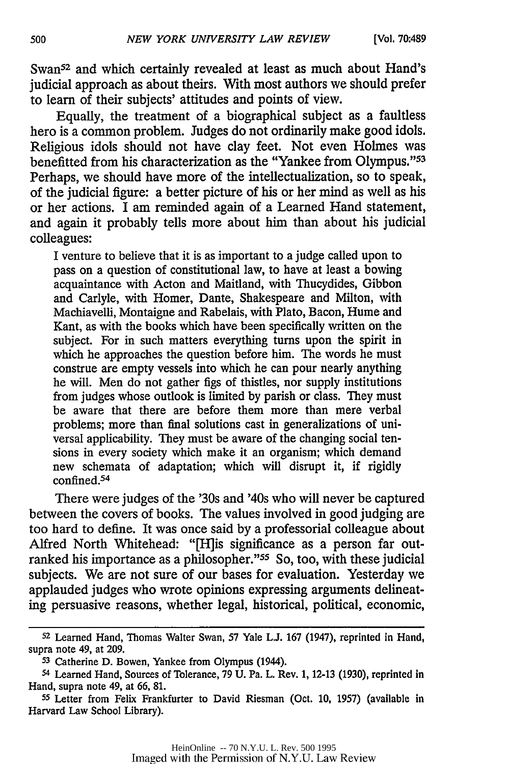Swan[52] and which certainly revealed at least as much about Hand's judicial approach as about theirs. With most authors we should prefer to learn of their subjects' attitudes and points of view.

Equally, the treatment of a biographical subject as a faultless hero is a common problem. Judges do not ordinarily make good idols. Religious idols should not have clay feet. Not even Holmes was benefitted from his characterization as the "Yankee from Olympus."[53] Perhaps, we should have more of the intellectualization, so to speak, of the judicial figure: a better picture of his or her mind as well as his or her actions. I am reminded again of a Learned Hand statement, and again it probably tells more about him than about his judicial colleagues:

> I venture to believe that it is as important to a judge called upon to pass on a question of constitutional law, to have at least a bowing acquaintance with Acton and Maitland, with Thucydides, Gibbon and Carlyle, with Homer, Dante, Shakespeare and Milton, with Machiavelli, Montaigne and Rabelais, with Plato, Bacon, Hume and Kant, as with the books which have been specifically written on the subject. For in such matters everything turns upon the spirit in which he approaches the question before him. The words he must construe are empty vessels into which he can pour nearly anything he will. Men do not gather figs of thistles, nor supply institutions from judges whose outlook is limited by parish or class. They must be aware that there are before them more than mere verbal problems; more than final solutions cast in generalizations of universal applicability. They must be aware of the changing social tensions in every society which make it an organism; which demand new schemata of adaptation; which will disrupt it, if rigidly confined.[54]

There were judges of the '30s and '40s who will never be captured between the covers of books. The values involved in good judging are too hard to define. It was once said by a professorial colleague about Alfred North Whitehead: "[H]is significance as a person far outranked his importance as a philosopher."[55] So, too, with these judicial subjects. We are not sure of our bases for evaluation. Yesterday we applauded judges who wrote opinions expressing arguments delineating persuasive reasons, whether legal, historical, political, economic,

---

[52] Learned Hand, Thomas Walter Swan, 57 Yale L.J. 167 (1947), reprinted in Hand, supra note 49, at 209.

[53] Catherine D. Bowen, Yankee from Olympus (1944).

[54] Learned Hand, Sources of Tolerance, 79 U. Pa. L. Rev. 1, 12-13 (1930), reprinted in Hand, supra note 49, at 66, 81.

[55] Letter from Felix Frankfurter to David Riesman (Oct. 10, 1957) (available in Harvard Law School Library).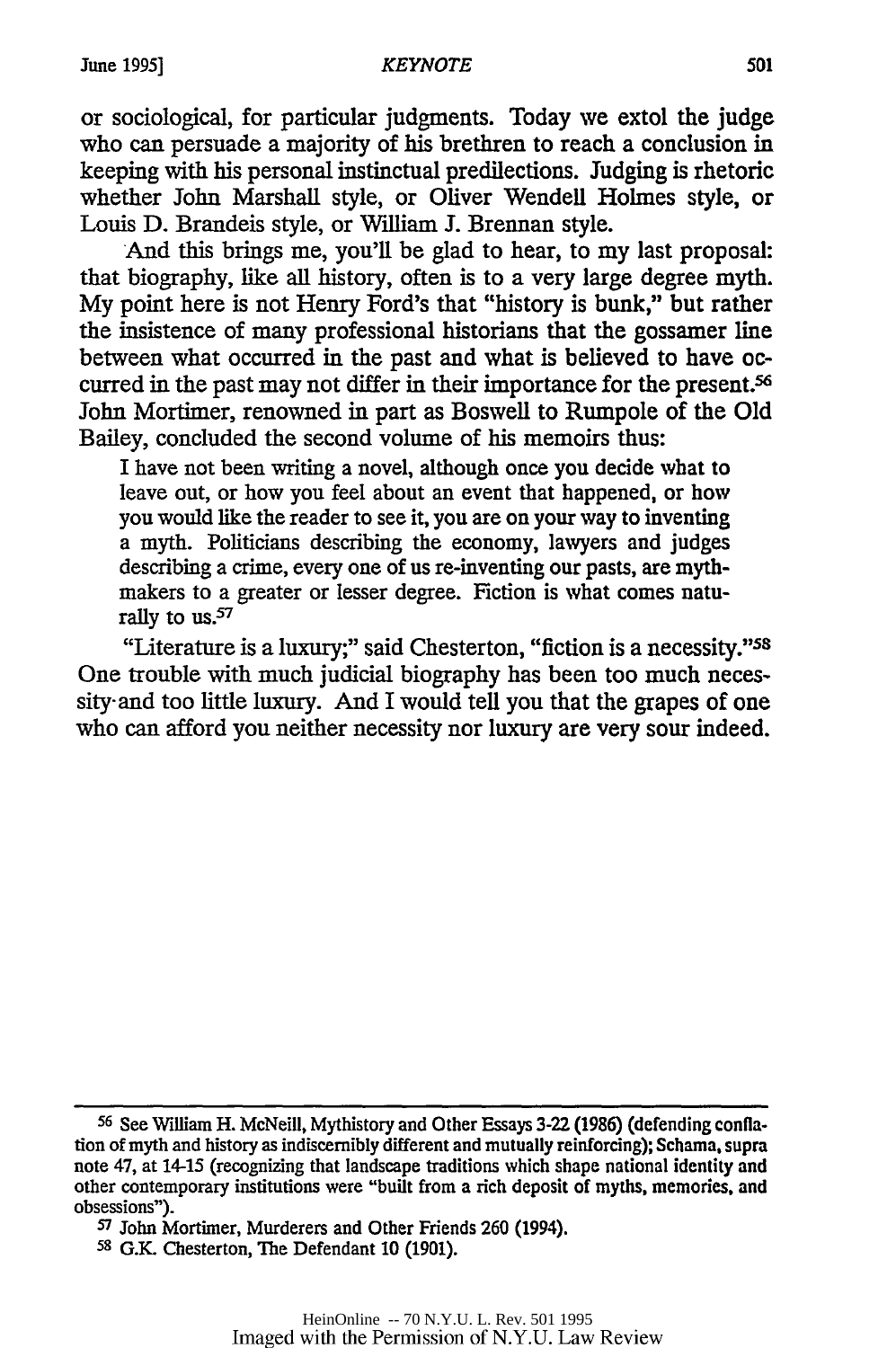or sociological, for particular judgments. Today we extol the judge who can persuade a majority of his brethren to reach a conclusion in keeping with his personal instinctual predilections. Judging is rhetoric whether John Marshall style, or Oliver Wendell Holmes style, or Louis D. Brandeis style, or William J. Brennan style.

And this brings me, you'll be glad to hear, to my last proposal: that biography, like all history, often is to a very large degree myth. My point here is not Henry Ford's that "history is bunk," but rather the insistence of many professional historians that the gossamer line between what occurred in the past and what is believed to have occurred in the past may not differ in their importance for the present.[56] John Mortimer, renowned in part as Boswell to Rumpole of the Old Bailey, concluded the second volume of his memoirs thus:

> I have not been writing a novel, although once you decide what to leave out, or how you feel about an event that happened, or how you would like the reader to see it, you are on your way to inventing a myth. Politicians describing the economy, lawyers and judges describing a crime, every one of us re-inventing our pasts, are myth-makers to a greater or lesser degree. Fiction is what comes naturally to us.[57]

"Literature is a luxury;" said Chesterton, "fiction is a necessity."[58] One trouble with much judicial biography has been too much necessity and too little luxury. And I would tell you that the grapes of one who can afford you neither necessity nor luxury are very sour indeed.

---

[56] See William H. McNeill, Mythistory and Other Essays 3-22 (1986) (defending conflation of myth and history as indiscernibly different and mutually reinforcing); Schama, supra note 47, at 14-15 (recognizing that landscape traditions which shape national identity and other contemporary institutions were "built from a rich deposit of myths, memories, and obsessions").

[57] John Mortimer, Murderers and Other Friends 260 (1994).

[58] G.K. Chesterton, The Defendant 10 (1901).